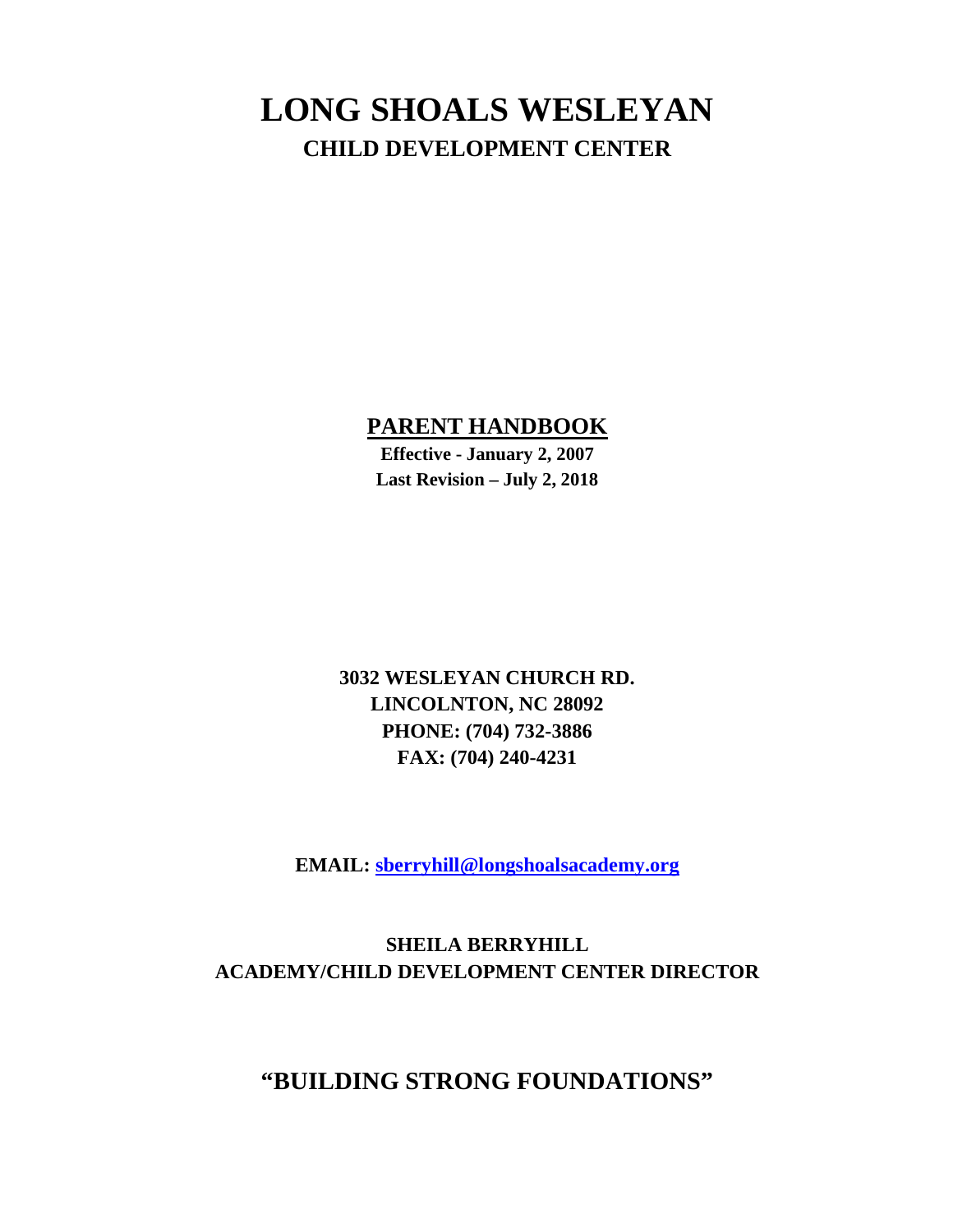# LONG SHOALS WESLEYAN

## CHILD DEVELOPMENT CENTER

## PARENT HANDBOOK

**Effective - January 2, 2007**
**Last Revision – July 2, 2018**

**3032 WESLEYAN CHURCH RD.**
**LINCOLNTON, NC 28092**
**PHONE: (704) 732-3886**
**FAX: (704) 240-4231**

**EMAIL: sberryhill@longshoalsacademy.org**

**SHEILA BERRYHILL**
**ACADEMY/CHILD DEVELOPMENT CENTER DIRECTOR**

## "BUILDING STRONG FOUNDATIONS"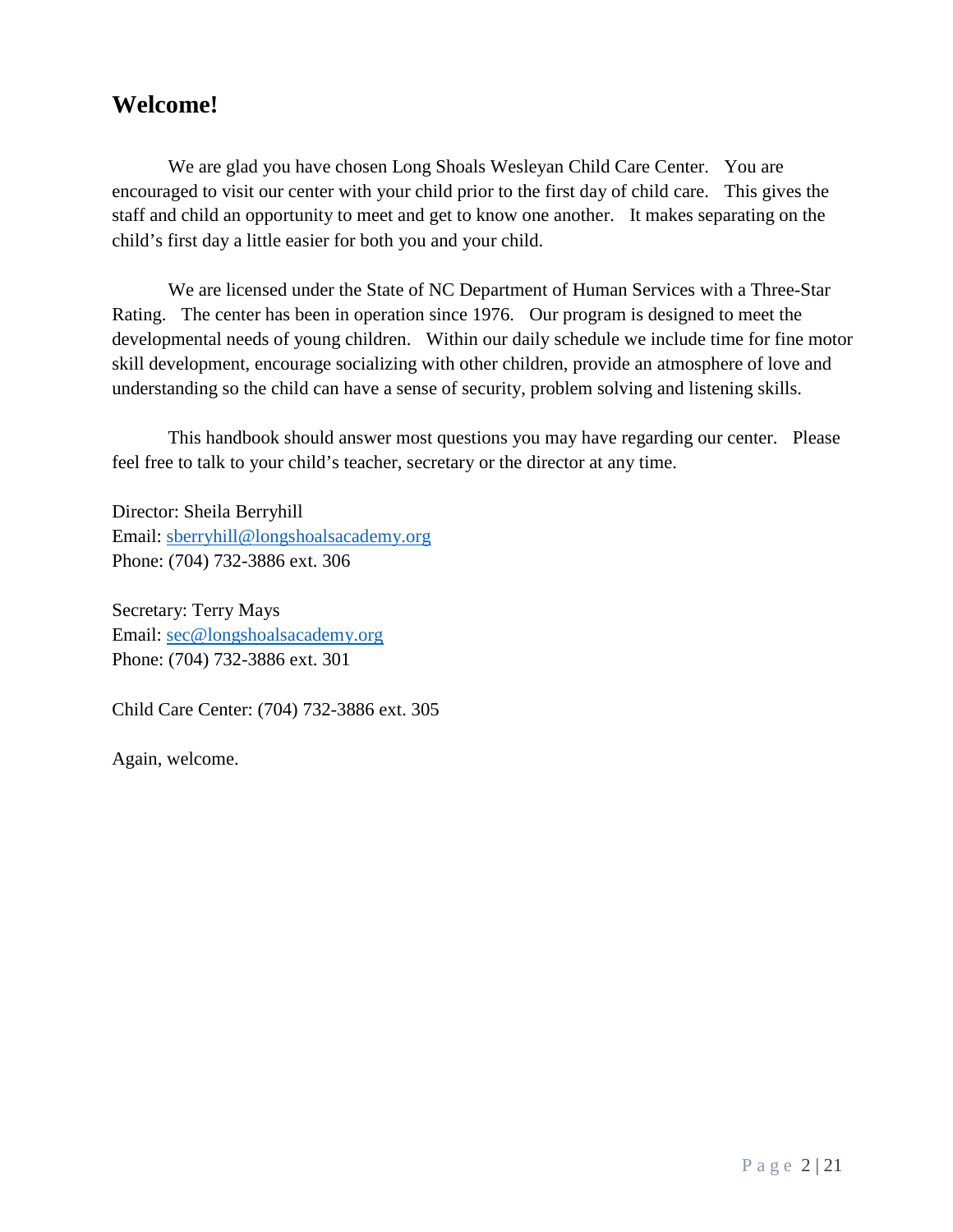## Welcome!

We are glad you have chosen Long Shoals Wesleyan Child Care Center. You are encouraged to visit our center with your child prior to the first day of child care. This gives the staff and child an opportunity to meet and get to know one another. It makes separating on the child's first day a little easier for both you and your child.

We are licensed under the State of NC Department of Human Services with a Three-Star Rating. The center has been in operation since 1976. Our program is designed to meet the developmental needs of young children. Within our daily schedule we include time for fine motor skill development, encourage socializing with other children, provide an atmosphere of love and understanding so the child can have a sense of security, problem solving and listening skills.

This handbook should answer most questions you may have regarding our center. Please feel free to talk to your child's teacher, secretary or the director at any time.

Director: Sheila Berryhill
Email: sberryhill@longshoalsacademy.org
Phone: (704) 732-3886 ext. 306

Secretary: Terry Mays
Email: sec@longshoalsacademy.org
Phone: (704) 732-3886 ext. 301

Child Care Center: (704) 732-3886 ext. 305

Again, welcome.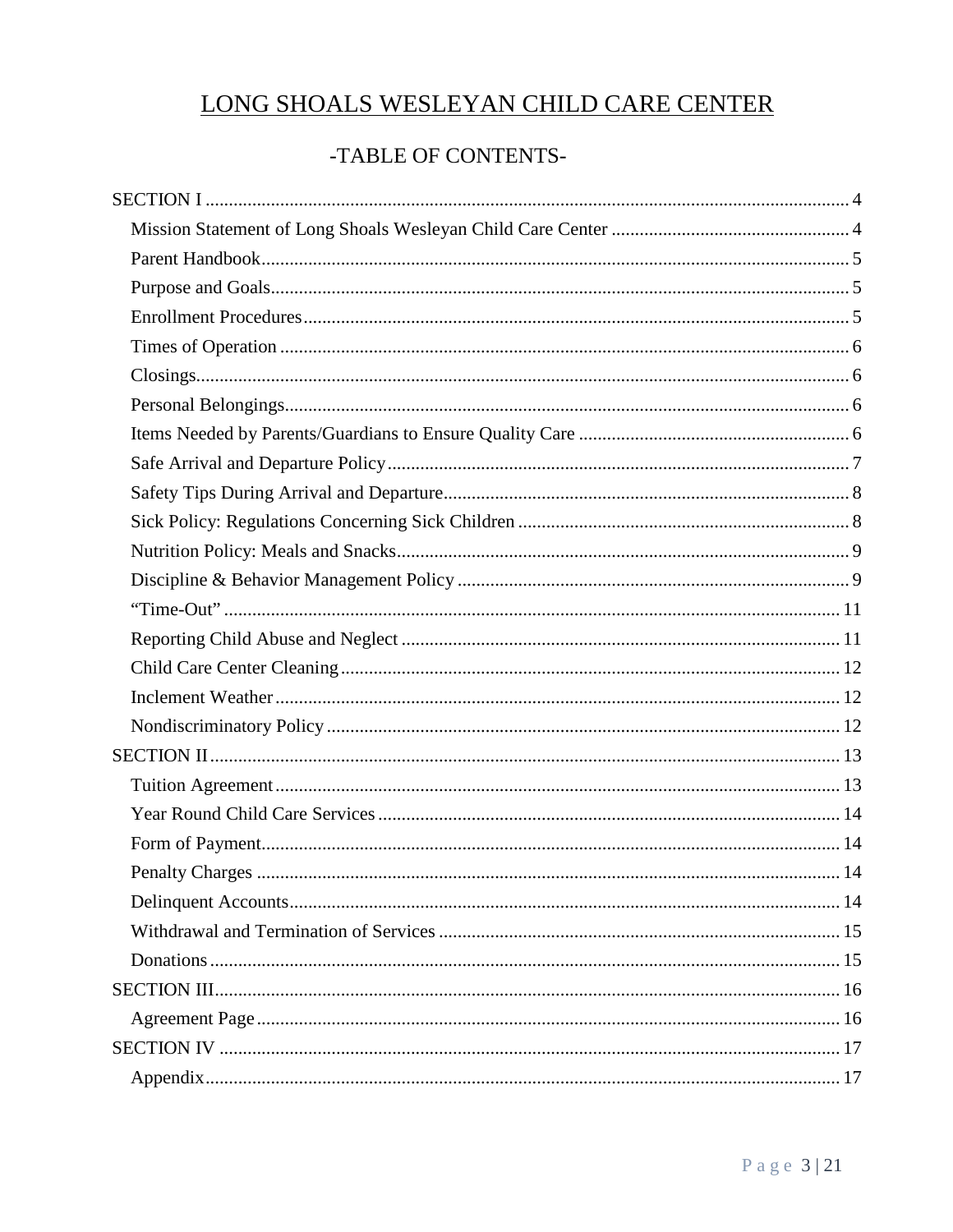# LONG SHOALS WESLEYAN CHILD CARE CENTER

## -TABLE OF CONTENTS-

SECTION I ..... 4
- Mission Statement of Long Shoals Wesleyan Child Care Center ..... 4
- Parent Handbook ..... 5
- Purpose and Goals ..... 5
- Enrollment Procedures ..... 5
- Times of Operation ..... 6
- Closings ..... 6
- Personal Belongings ..... 6
- Items Needed by Parents/Guardians to Ensure Quality Care ..... 6
- Safe Arrival and Departure Policy ..... 7
- Safety Tips During Arrival and Departure ..... 8
- Sick Policy: Regulations Concerning Sick Children ..... 8
- Nutrition Policy: Meals and Snacks ..... 9
- Discipline & Behavior Management Policy ..... 9
- "Time-Out" ..... 11
- Reporting Child Abuse and Neglect ..... 11
- Child Care Center Cleaning ..... 12
- Inclement Weather ..... 12
- Nondiscriminatory Policy ..... 12

SECTION II ..... 13
- Tuition Agreement ..... 13
- Year Round Child Care Services ..... 14
- Form of Payment ..... 14
- Penalty Charges ..... 14
- Delinquent Accounts ..... 14
- Withdrawal and Termination of Services ..... 15
- Donations ..... 15

SECTION III ..... 16
- Agreement Page ..... 16

SECTION IV ..... 17
- Appendix ..... 17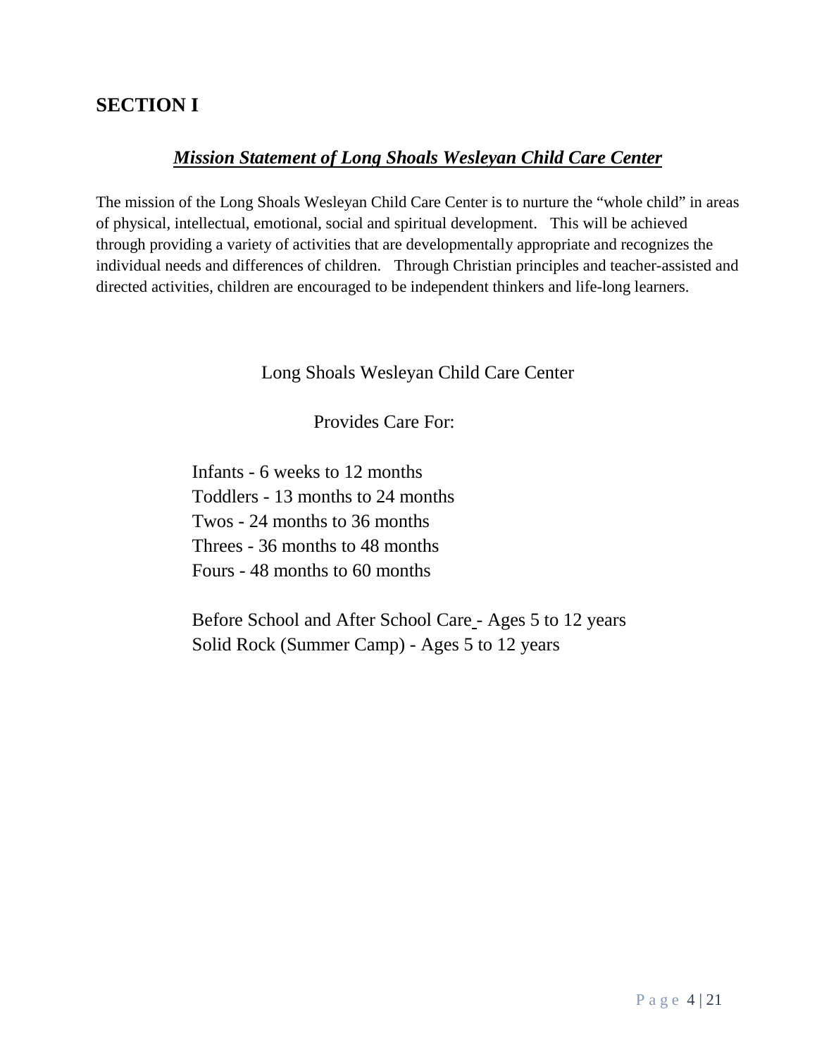# SECTION I

## ***Mission Statement of Long Shoals Wesleyan Child Care Center***

The mission of the Long Shoals Wesleyan Child Care Center is to nurture the "whole child" in areas of physical, intellectual, emotional, social and spiritual development. This will be achieved through providing a variety of activities that are developmentally appropriate and recognizes the individual needs and differences of children. Through Christian principles and teacher-assisted and directed activities, children are encouraged to be independent thinkers and life-long learners.

Long Shoals Wesleyan Child Care Center

Provides Care For:

Infants - 6 weeks to 12 months
Toddlers - 13 months to 24 months
Twos - 24 months to 36 months
Threes - 36 months to 48 months
Fours - 48 months to 60 months

Before School and After School Care - Ages 5 to 12 years
Solid Rock (Summer Camp) - Ages 5 to 12 years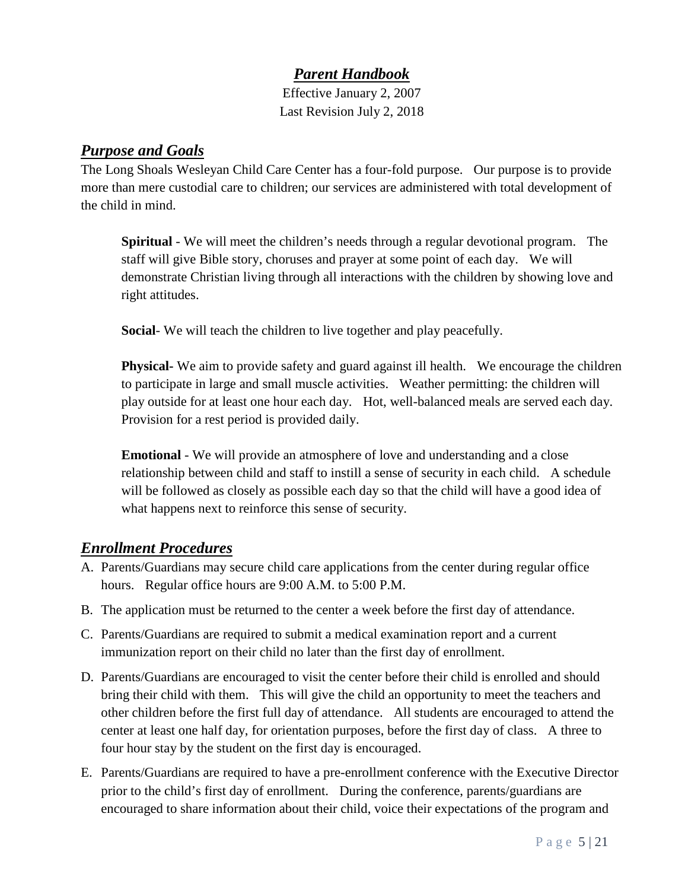# *Parent Handbook*

Effective January 2, 2007
Last Revision July 2, 2018

## *Purpose and Goals*

The Long Shoals Wesleyan Child Care Center has a four-fold purpose. Our purpose is to provide more than mere custodial care to children; our services are administered with total development of the child in mind.

> **Spiritual** - We will meet the children's needs through a regular devotional program. The staff will give Bible story, choruses and prayer at some point of each day. We will demonstrate Christian living through all interactions with the children by showing love and right attitudes.
>
> **Social**- We will teach the children to live together and play peacefully.
>
> **Physical**- We aim to provide safety and guard against ill health. We encourage the children to participate in large and small muscle activities. Weather permitting: the children will play outside for at least one hour each day. Hot, well-balanced meals are served each day. Provision for a rest period is provided daily.
>
> **Emotional** - We will provide an atmosphere of love and understanding and a close relationship between child and staff to instill a sense of security in each child. A schedule will be followed as closely as possible each day so that the child will have a good idea of what happens next to reinforce this sense of security.

## *Enrollment Procedures*

A. Parents/Guardians may secure child care applications from the center during regular office hours. Regular office hours are 9:00 A.M. to 5:00 P.M.

B. The application must be returned to the center a week before the first day of attendance.

C. Parents/Guardians are required to submit a medical examination report and a current immunization report on their child no later than the first day of enrollment.

D. Parents/Guardians are encouraged to visit the center before their child is enrolled and should bring their child with them. This will give the child an opportunity to meet the teachers and other children before the first full day of attendance. All students are encouraged to attend the center at least one half day, for orientation purposes, before the first day of class. A three to four hour stay by the student on the first day is encouraged.

E. Parents/Guardians are required to have a pre-enrollment conference with the Executive Director prior to the child's first day of enrollment. During the conference, parents/guardians are encouraged to share information about their child, voice their expectations of the program and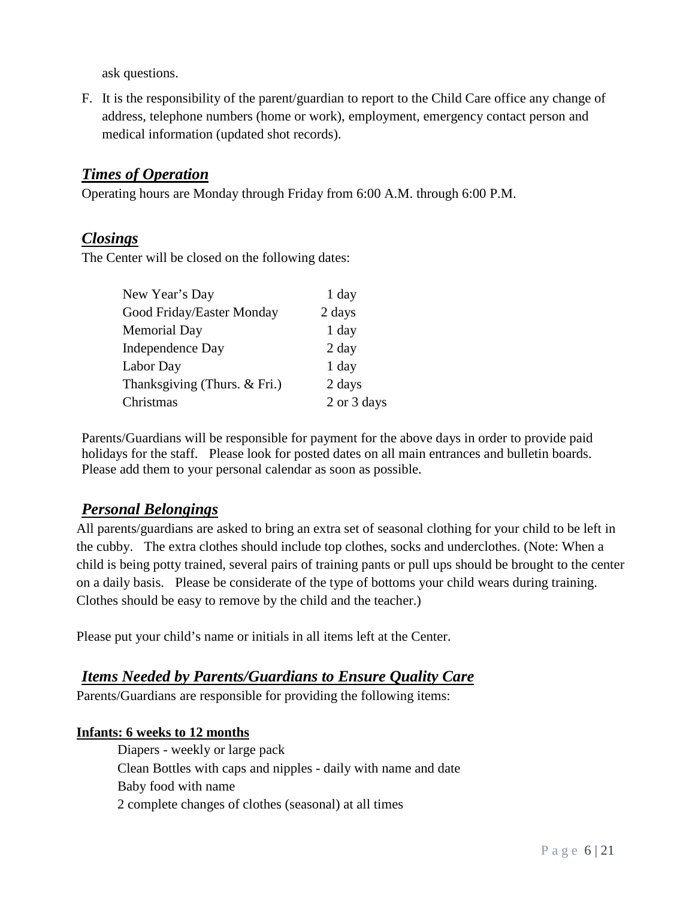ask questions.

F. It is the responsibility of the parent/guardian to report to the Child Care office any change of address, telephone numbers (home or work), employment, emergency contact person and medical information (updated shot records).

## *Times of Operation*

Operating hours are Monday through Friday from 6:00 A.M. through 6:00 P.M.

## *Closings*

The Center will be closed on the following dates:

| | |
|---|---|
| New Year's Day | 1 day |
| Good Friday/Easter Monday | 2 days |
| Memorial Day | 1 day |
| Independence Day | 2 day |
| Labor Day | 1 day |
| Thanksgiving (Thurs. & Fri.) | 2 days |
| Christmas | 2 or 3 days |

Parents/Guardians will be responsible for payment for the above days in order to provide paid holidays for the staff. Please look for posted dates on all main entrances and bulletin boards. Please add them to your personal calendar as soon as possible.

## *Personal Belongings*

All parents/guardians are asked to bring an extra set of seasonal clothing for your child to be left in the cubby. The extra clothes should include top clothes, socks and underclothes. (Note: When a child is being potty trained, several pairs of training pants or pull ups should be brought to the center on a daily basis. Please be considerate of the type of bottoms your child wears during training. Clothes should be easy to remove by the child and the teacher.)

Please put your child's name or initials in all items left at the Center.

## *Items Needed by Parents/Guardians to Ensure Quality Care*

Parents/Guardians are responsible for providing the following items:

**Infants: 6 weeks to 12 months**

Diapers - weekly or large pack
Clean Bottles with caps and nipples - daily with name and date
Baby food with name
2 complete changes of clothes (seasonal) at all times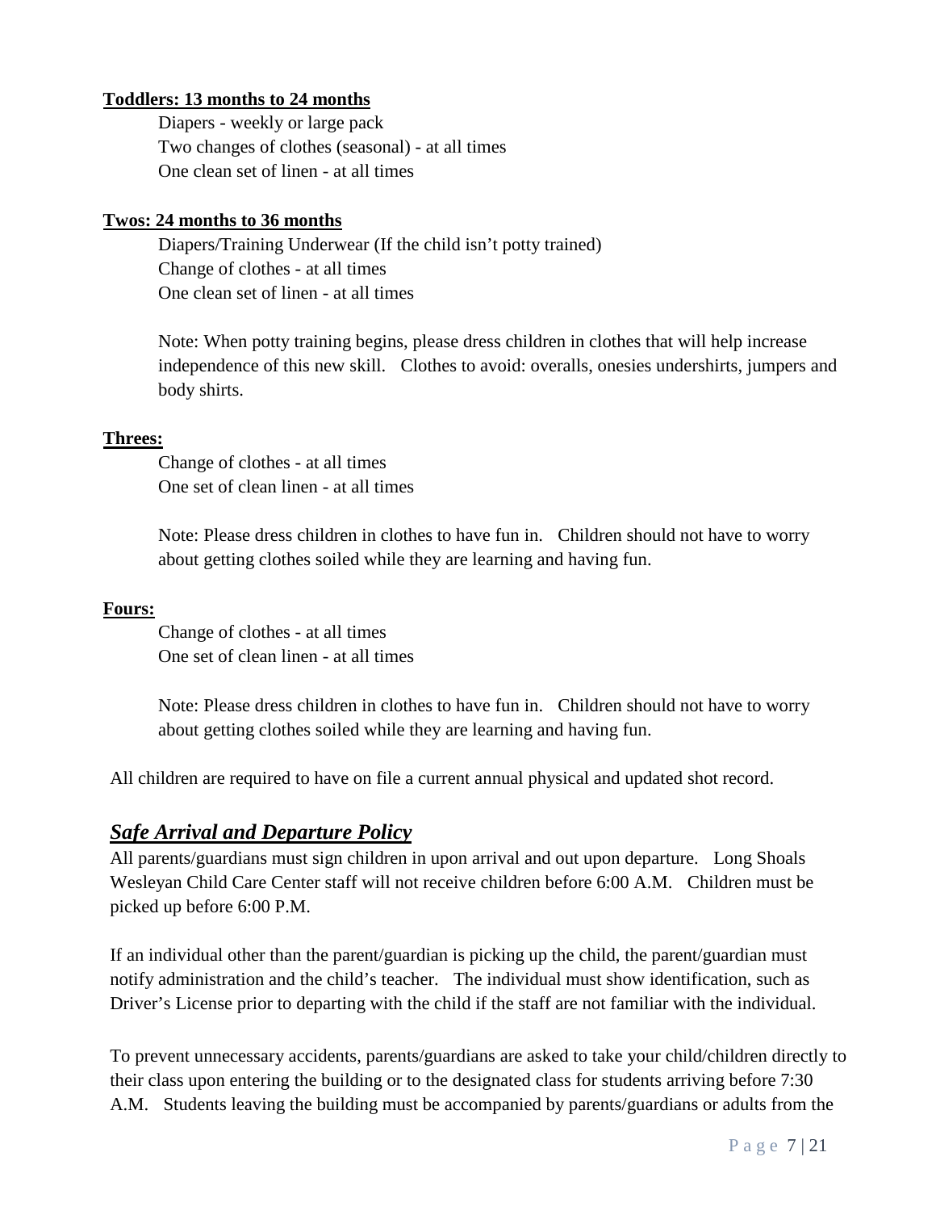**Toddlers: 13 months to 24 months**

Diapers - weekly or large pack
Two changes of clothes (seasonal) - at all times
One clean set of linen - at all times

**Twos: 24 months to 36 months**

Diapers/Training Underwear (If the child isn't potty trained)
Change of clothes - at all times
One clean set of linen - at all times

Note: When potty training begins, please dress children in clothes that will help increase independence of this new skill. Clothes to avoid: overalls, onesies undershirts, jumpers and body shirts.

**Threes:**

Change of clothes - at all times
One set of clean linen - at all times

Note: Please dress children in clothes to have fun in. Children should not have to worry about getting clothes soiled while they are learning and having fun.

**Fours:**

Change of clothes - at all times
One set of clean linen - at all times

Note: Please dress children in clothes to have fun in. Children should not have to worry about getting clothes soiled while they are learning and having fun.

All children are required to have on file a current annual physical and updated shot record.

## *Safe Arrival and Departure Policy*

All parents/guardians must sign children in upon arrival and out upon departure. Long Shoals Wesleyan Child Care Center staff will not receive children before 6:00 A.M. Children must be picked up before 6:00 P.M.

If an individual other than the parent/guardian is picking up the child, the parent/guardian must notify administration and the child's teacher. The individual must show identification, such as Driver's License prior to departing with the child if the staff are not familiar with the individual.

To prevent unnecessary accidents, parents/guardians are asked to take your child/children directly to their class upon entering the building or to the designated class for students arriving before 7:30 A.M. Students leaving the building must be accompanied by parents/guardians or adults from the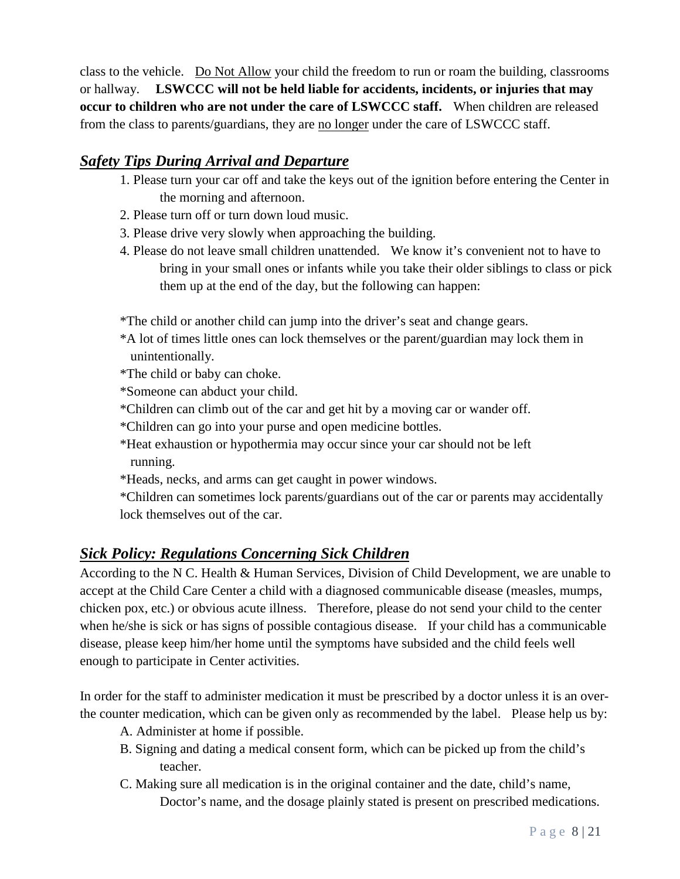class to the vehicle. <u>Do Not Allow</u> your child the freedom to run or roam the building, classrooms or hallway. **LSWCCC will not be held liable for accidents, incidents, or injuries that may occur to children who are not under the care of LSWCCC staff.** When children are released from the class to parents/guardians, they are <u>no longer</u> under the care of LSWCCC staff.

## ***Safety Tips During Arrival and Departure***

1. Please turn your car off and take the keys out of the ignition before entering the Center in the morning and afternoon.
2. Please turn off or turn down loud music.
3. Please drive very slowly when approaching the building.
4. Please do not leave small children unattended. We know it's convenient not to have to bring in your small ones or infants while you take their older siblings to class or pick them up at the end of the day, but the following can happen:

*The child or another child can jump into the driver's seat and change gears.
*A lot of times little ones can lock themselves or the parent/guardian may lock them in unintentionally.
*The child or baby can choke.
*Someone can abduct your child.
*Children can climb out of the car and get hit by a moving car or wander off.
*Children can go into your purse and open medicine bottles.
*Heat exhaustion or hypothermia may occur since your car should not be left running.
*Heads, necks, and arms can get caught in power windows.
*Children can sometimes lock parents/guardians out of the car or parents may accidentally lock themselves out of the car.

## ***Sick Policy: Regulations Concerning Sick Children***

According to the N C. Health & Human Services, Division of Child Development, we are unable to accept at the Child Care Center a child with a diagnosed communicable disease (measles, mumps, chicken pox, etc.) or obvious acute illness. Therefore, please do not send your child to the center when he/she is sick or has signs of possible contagious disease. If your child has a communicable disease, please keep him/her home until the symptoms have subsided and the child feels well enough to participate in Center activities.

In order for the staff to administer medication it must be prescribed by a doctor unless it is an over-the counter medication, which can be given only as recommended by the label. Please help us by:

A. Administer at home if possible.
B. Signing and dating a medical consent form, which can be picked up from the child's teacher.
C. Making sure all medication is in the original container and the date, child's name, Doctor's name, and the dosage plainly stated is present on prescribed medications.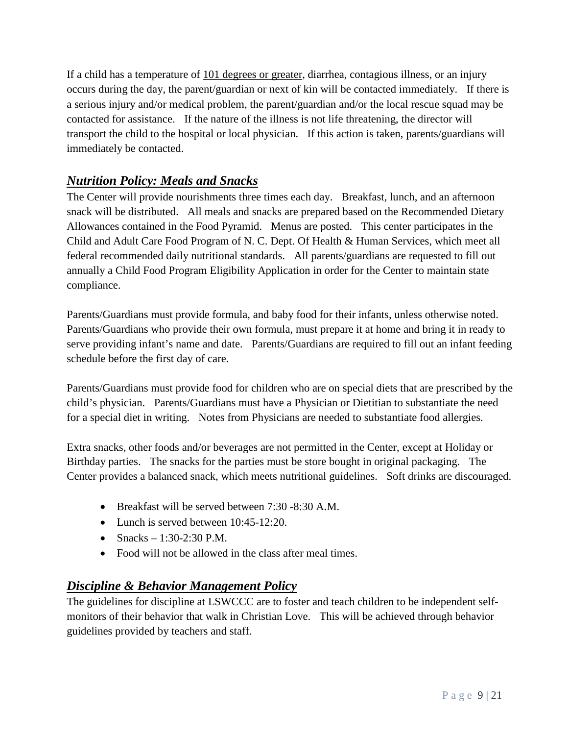If a child has a temperature of 101 degrees or greater, diarrhea, contagious illness, or an injury occurs during the day, the parent/guardian or next of kin will be contacted immediately. If there is a serious injury and/or medical problem, the parent/guardian and/or the local rescue squad may be contacted for assistance. If the nature of the illness is not life threatening, the director will transport the child to the hospital or local physician. If this action is taken, parents/guardians will immediately be contacted.

## ***Nutrition Policy: Meals and Snacks***

The Center will provide nourishments three times each day. Breakfast, lunch, and an afternoon snack will be distributed. All meals and snacks are prepared based on the Recommended Dietary Allowances contained in the Food Pyramid. Menus are posted. This center participates in the Child and Adult Care Food Program of N. C. Dept. Of Health & Human Services, which meet all federal recommended daily nutritional standards. All parents/guardians are requested to fill out annually a Child Food Program Eligibility Application in order for the Center to maintain state compliance.

Parents/Guardians must provide formula, and baby food for their infants, unless otherwise noted. Parents/Guardians who provide their own formula, must prepare it at home and bring it in ready to serve providing infant's name and date. Parents/Guardians are required to fill out an infant feeding schedule before the first day of care.

Parents/Guardians must provide food for children who are on special diets that are prescribed by the child's physician. Parents/Guardians must have a Physician or Dietitian to substantiate the need for a special diet in writing. Notes from Physicians are needed to substantiate food allergies.

Extra snacks, other foods and/or beverages are not permitted in the Center, except at Holiday or Birthday parties. The snacks for the parties must be store bought in original packaging. The Center provides a balanced snack, which meets nutritional guidelines. Soft drinks are discouraged.

- Breakfast will be served between 7:30 -8:30 A.M.
- Lunch is served between 10:45-12:20.
- Snacks – 1:30-2:30 P.M.
- Food will not be allowed in the class after meal times.

## ***Discipline & Behavior Management Policy***

The guidelines for discipline at LSWCCC are to foster and teach children to be independent self-monitors of their behavior that walk in Christian Love. This will be achieved through behavior guidelines provided by teachers and staff.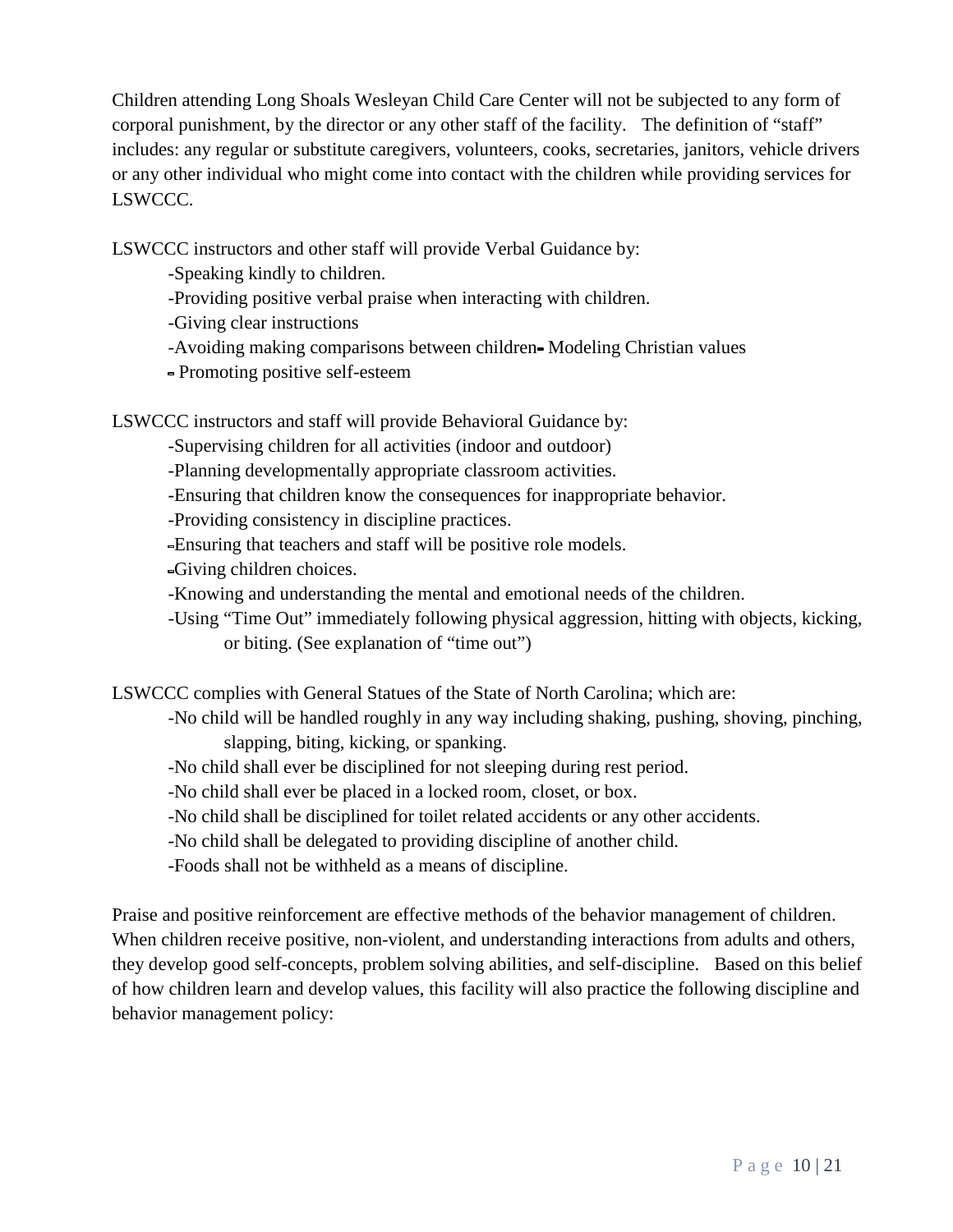Children attending Long Shoals Wesleyan Child Care Center will not be subjected to any form of corporal punishment, by the director or any other staff of the facility. The definition of "staff" includes: any regular or substitute caregivers, volunteers, cooks, secretaries, janitors, vehicle drivers or any other individual who might come into contact with the children while providing services for LSWCCC.

LSWCCC instructors and other staff will provide Verbal Guidance by:

- Speaking kindly to children.
- Providing positive verbal praise when interacting with children.
- Giving clear instructions
- Avoiding making comparisons between children- Modeling Christian values
- Promoting positive self-esteem

LSWCCC instructors and staff will provide Behavioral Guidance by:

- Supervising children for all activities (indoor and outdoor)
- Planning developmentally appropriate classroom activities.
- Ensuring that children know the consequences for inappropriate behavior.
- Providing consistency in discipline practices.
- Ensuring that teachers and staff will be positive role models.
- Giving children choices.
- Knowing and understanding the mental and emotional needs of the children.
- Using "Time Out" immediately following physical aggression, hitting with objects, kicking, or biting. (See explanation of "time out")

LSWCCC complies with General Statues of the State of North Carolina; which are:

- No child will be handled roughly in any way including shaking, pushing, shoving, pinching, slapping, biting, kicking, or spanking.
- No child shall ever be disciplined for not sleeping during rest period.
- No child shall ever be placed in a locked room, closet, or box.
- No child shall be disciplined for toilet related accidents or any other accidents.
- No child shall be delegated to providing discipline of another child.
- Foods shall not be withheld as a means of discipline.

Praise and positive reinforcement are effective methods of the behavior management of children. When children receive positive, non-violent, and understanding interactions from adults and others, they develop good self-concepts, problem solving abilities, and self-discipline. Based on this belief of how children learn and develop values, this facility will also practice the following discipline and behavior management policy: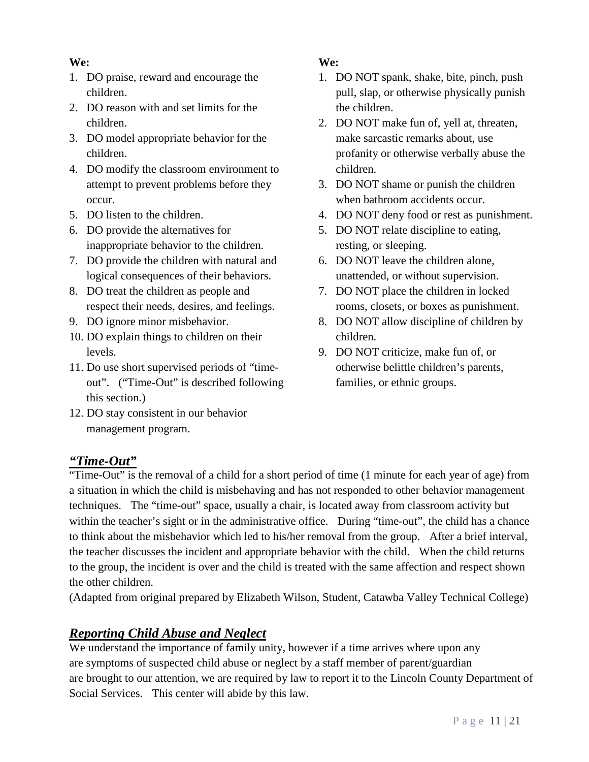**We:**

1. DO praise, reward and encourage the children.
2. DO reason with and set limits for the children.
3. DO model appropriate behavior for the children.
4. DO modify the classroom environment to attempt to prevent problems before they occur.
5. DO listen to the children.
6. DO provide the alternatives for inappropriate behavior to the children.
7. DO provide the children with natural and logical consequences of their behaviors.
8. DO treat the children as people and respect their needs, desires, and feelings.
9. DO ignore minor misbehavior.
10. DO explain things to children on their levels.
11. Do use short supervised periods of "time-out". ("Time-Out" is described following this section.)
12. DO stay consistent in our behavior management program.

**We:**

1. DO NOT spank, shake, bite, pinch, push pull, slap, or otherwise physically punish the children.
2. DO NOT make fun of, yell at, threaten, make sarcastic remarks about, use profanity or otherwise verbally abuse the children.
3. DO NOT shame or punish the children when bathroom accidents occur.
4. DO NOT deny food or rest as punishment.
5. DO NOT relate discipline to eating, resting, or sleeping.
6. DO NOT leave the children alone, unattended, or without supervision.
7. DO NOT place the children in locked rooms, closets, or boxes as punishment.
8. DO NOT allow discipline of children by children.
9. DO NOT criticize, make fun of, or otherwise belittle children's parents, families, or ethnic groups.

## ***"Time-Out"***

"Time-Out" is the removal of a child for a short period of time (1 minute for each year of age) from a situation in which the child is misbehaving and has not responded to other behavior management techniques. The "time-out" space, usually a chair, is located away from classroom activity but within the teacher's sight or in the administrative office. During "time-out", the child has a chance to think about the misbehavior which led to his/her removal from the group. After a brief interval, the teacher discusses the incident and appropriate behavior with the child. When the child returns to the group, the incident is over and the child is treated with the same affection and respect shown the other children.
(Adapted from original prepared by Elizabeth Wilson, Student, Catawba Valley Technical College)

## ***Reporting Child Abuse and Neglect***

We understand the importance of family unity, however if a time arrives where upon any are symptoms of suspected child abuse or neglect by a staff member of parent/guardian are brought to our attention, we are required by law to report it to the Lincoln County Department of Social Services. This center will abide by this law.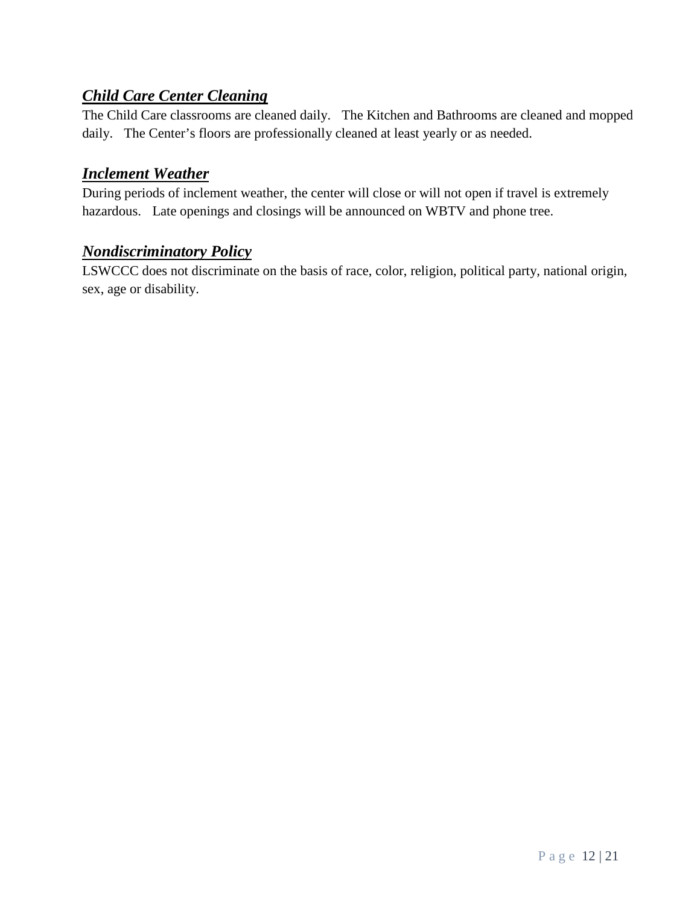### ***Child Care Center Cleaning***

The Child Care classrooms are cleaned daily. The Kitchen and Bathrooms are cleaned and mopped daily. The Center's floors are professionally cleaned at least yearly or as needed.

### ***Inclement Weather***

During periods of inclement weather, the center will close or will not open if travel is extremely hazardous. Late openings and closings will be announced on WBTV and phone tree.

### ***Nondiscriminatory Policy***

LSWCCC does not discriminate on the basis of race, color, religion, political party, national origin, sex, age or disability.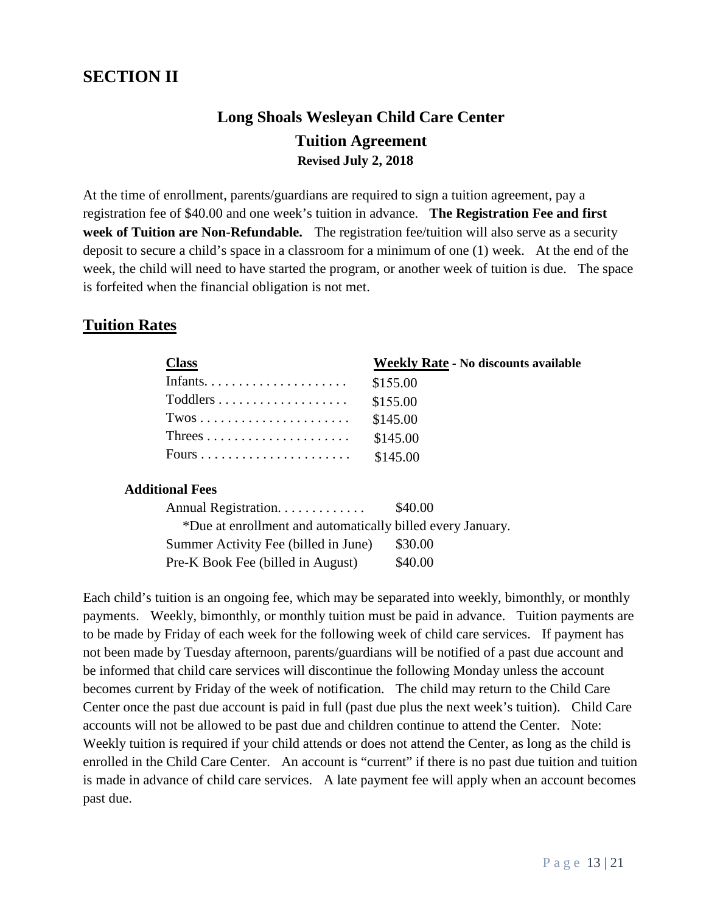# SECTION II

## Long Shoals Wesleyan Child Care Center

## Tuition Agreement

**Revised July 2, 2018**

At the time of enrollment, parents/guardians are required to sign a tuition agreement, pay a registration fee of $40.00 and one week's tuition in advance. **The Registration Fee and first week of Tuition are Non-Refundable.** The registration fee/tuition will also serve as a security deposit to secure a child's space in a classroom for a minimum of one (1) week. At the end of the week, the child will need to have started the program, or another week of tuition is due. The space is forfeited when the financial obligation is not met.

## Tuition Rates

| Class | Weekly Rate - No discounts available |
|---|---|
| Infants | $155.00 |
| Toddlers | $155.00 |
| Twos | $145.00 |
| Threes | $145.00 |
| Fours | $145.00 |

**Additional Fees**

| | |
|---|---|
| Annual Registration | $40.00 |
| *Due at enrollment and automatically billed every January. | |
| Summer Activity Fee (billed in June) | $30.00 |
| Pre-K Book Fee (billed in August) | $40.00 |

Each child's tuition is an ongoing fee, which may be separated into weekly, bimonthly, or monthly payments. Weekly, bimonthly, or monthly tuition must be paid in advance. Tuition payments are to be made by Friday of each week for the following week of child care services. If payment has not been made by Tuesday afternoon, parents/guardians will be notified of a past due account and be informed that child care services will discontinue the following Monday unless the account becomes current by Friday of the week of notification. The child may return to the Child Care Center once the past due account is paid in full (past due plus the next week's tuition). Child Care accounts will not be allowed to be past due and children continue to attend the Center. Note: Weekly tuition is required if your child attends or does not attend the Center, as long as the child is enrolled in the Child Care Center. An account is "current" if there is no past due tuition and tuition is made in advance of child care services. A late payment fee will apply when an account becomes past due.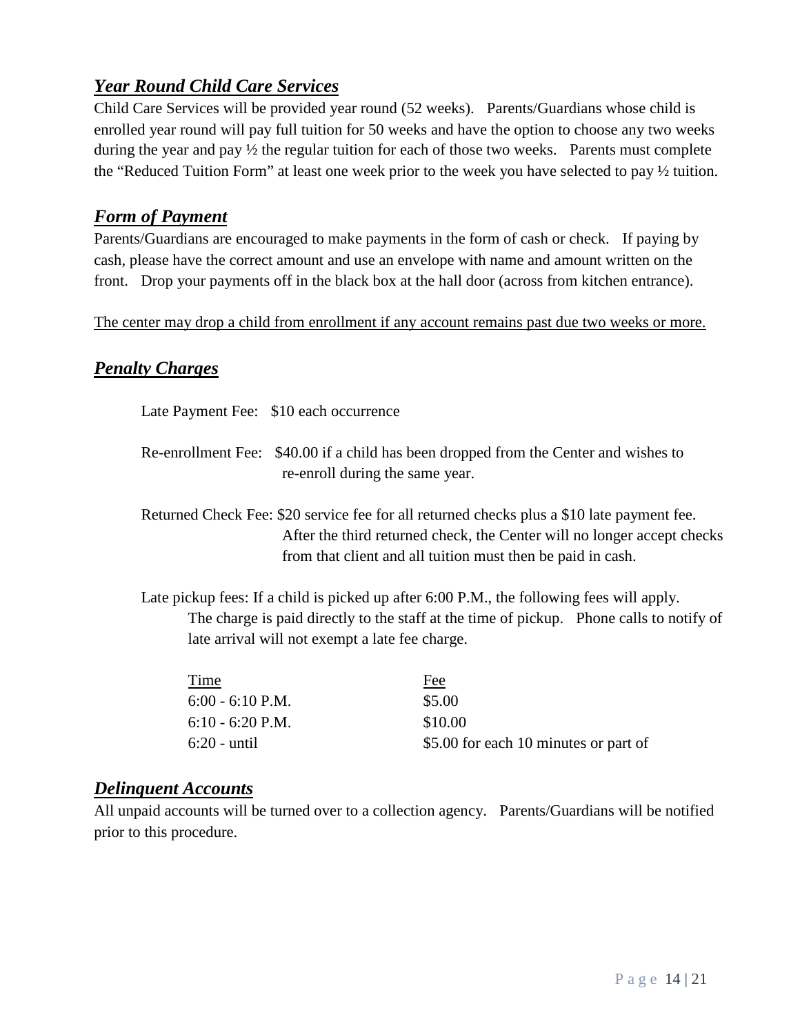## ***Year Round Child Care Services***

Child Care Services will be provided year round (52 weeks). Parents/Guardians whose child is enrolled year round will pay full tuition for 50 weeks and have the option to choose any two weeks during the year and pay ½ the regular tuition for each of those two weeks. Parents must complete the "Reduced Tuition Form" at least one week prior to the week you have selected to pay ½ tuition.

## ***Form of Payment***

Parents/Guardians are encouraged to make payments in the form of cash or check. If paying by cash, please have the correct amount and use an envelope with name and amount written on the front. Drop your payments off in the black box at the hall door (across from kitchen entrance).

<u>The center may drop a child from enrollment if any account remains past due two weeks or more.</u>

## ***Penalty Charges***

Late Payment Fee: $10 each occurrence

Re-enrollment Fee: $40.00 if a child has been dropped from the Center and wishes to re-enroll during the same year.

Returned Check Fee: $20 service fee for all returned checks plus a $10 late payment fee. After the third returned check, the Center will no longer accept checks from that client and all tuition must then be paid in cash.

Late pickup fees: If a child is picked up after 6:00 P.M., the following fees will apply. The charge is paid directly to the staff at the time of pickup. Phone calls to notify of late arrival will not exempt a late fee charge.

| Time | Fee |
|---|---|
| 6:00 - 6:10 P.M. | $5.00 |
| 6:10 - 6:20 P.M. | $10.00 |
| 6:20 - until | $5.00 for each 10 minutes or part of |

## ***Delinquent Accounts***

All unpaid accounts will be turned over to a collection agency. Parents/Guardians will be notified prior to this procedure.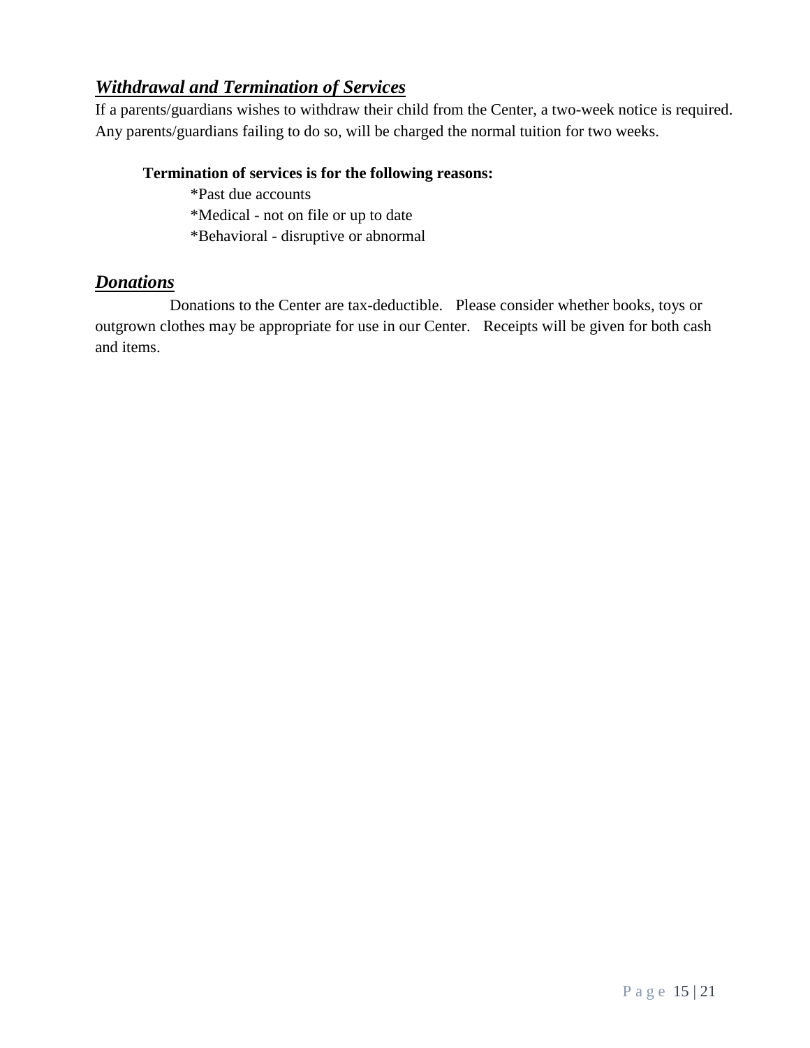## ***Withdrawal and Termination of Services***

If a parents/guardians wishes to withdraw their child from the Center, a two-week notice is required. Any parents/guardians failing to do so, will be charged the normal tuition for two weeks.

**Termination of services is for the following reasons:**

*Past due accounts

*Medical - not on file or up to date

*Behavioral - disruptive or abnormal

## ***Donations***

Donations to the Center are tax-deductible. Please consider whether books, toys or outgrown clothes may be appropriate for use in our Center. Receipts will be given for both cash and items.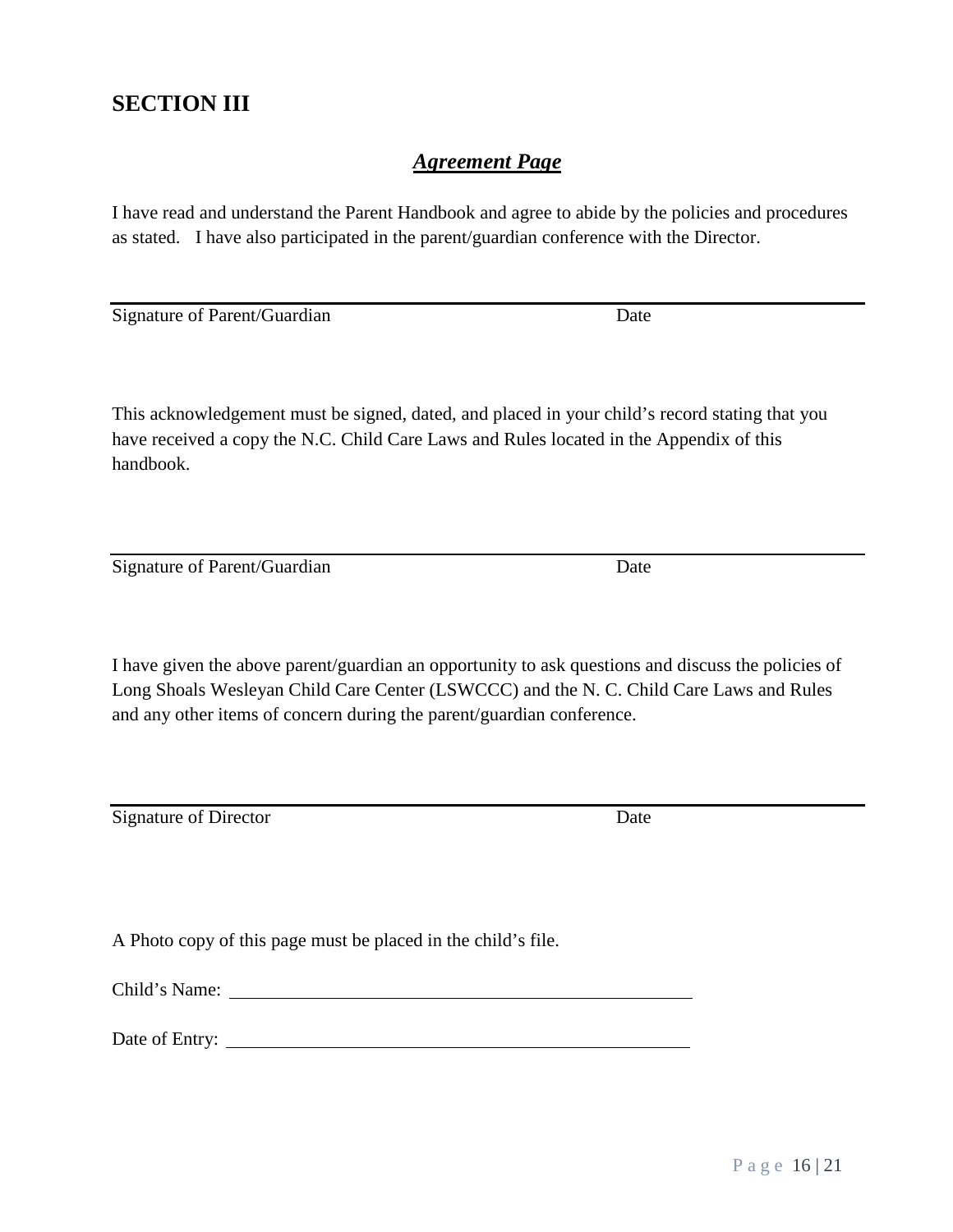# SECTION III

## ***Agreement Page***

I have read and understand the Parent Handbook and agree to abide by the policies and procedures as stated. I have also participated in the parent/guardian conference with the Director.

\_\_\_\_\_\_\_\_\_\_\_\_\_\_\_\_\_\_\_\_\_\_\_\_\_\_\_\_\_\_\_\_\_\_\_\_\_\_\_\_\_\_\_\_\_\_\_\_\_\_\_\_\_\_\_\_\_\_\_\_\_\_\_\_\_\_\_\_\_\_\_\_

Signature of Parent/Guardian                                        Date

This acknowledgement must be signed, dated, and placed in your child's record stating that you have received a copy the N.C. Child Care Laws and Rules located in the Appendix of this handbook.

\_\_\_\_\_\_\_\_\_\_\_\_\_\_\_\_\_\_\_\_\_\_\_\_\_\_\_\_\_\_\_\_\_\_\_\_\_\_\_\_\_\_\_\_\_\_\_\_\_\_\_\_\_\_\_\_\_\_\_\_\_\_\_\_\_\_\_\_\_\_\_\_

Signature of Parent/Guardian                                        Date

I have given the above parent/guardian an opportunity to ask questions and discuss the policies of Long Shoals Wesleyan Child Care Center (LSWCCC) and the N. C. Child Care Laws and Rules and any other items of concern during the parent/guardian conference.

\_\_\_\_\_\_\_\_\_\_\_\_\_\_\_\_\_\_\_\_\_\_\_\_\_\_\_\_\_\_\_\_\_\_\_\_\_\_\_\_\_\_\_\_\_\_\_\_\_\_\_\_\_\_\_\_\_\_\_\_\_\_\_\_\_\_\_\_\_\_\_\_

Signature of Director                                               Date

A Photo copy of this page must be placed in the child's file.

Child's Name: \_\_\_\_\_\_\_\_\_\_\_\_\_\_\_\_\_\_\_\_\_\_\_\_\_\_\_\_\_\_\_\_\_\_\_\_\_\_\_\_\_\_\_\_

Date of Entry: \_\_\_\_\_\_\_\_\_\_\_\_\_\_\_\_\_\_\_\_\_\_\_\_\_\_\_\_\_\_\_\_\_\_\_\_\_\_\_\_\_\_\_\_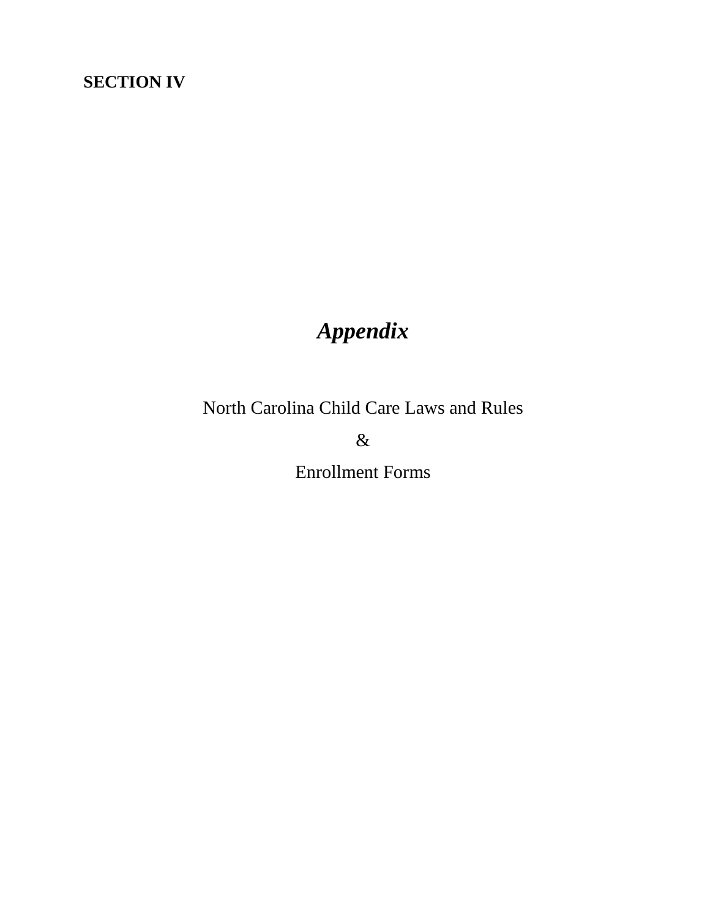**SECTION IV**

# *Appendix*

North Carolina Child Care Laws and Rules

&

Enrollment Forms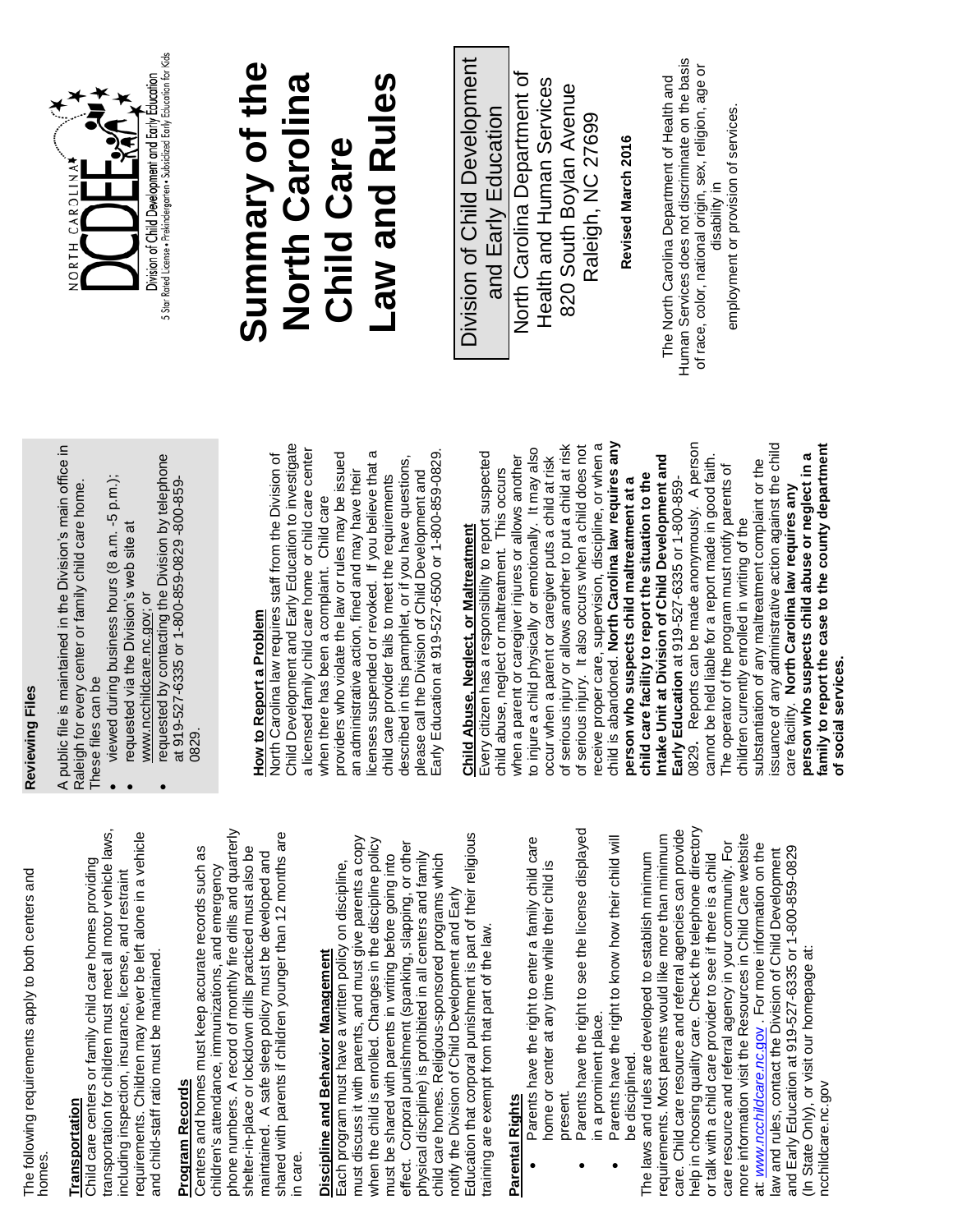The following requirements apply to both centers and homes.

**Transportation**
Child care centers or family child care homes providing transportation for children must meet all motor vehicle laws, including inspection, insurance, license, and restraint requirements. Children may never be left alone in a vehicle and child-staff ratio must be maintained.

**Program Records**
Centers and homes must keep accurate records such as children's attendance, immunizations, and emergency phone numbers. A record of monthly fire drills and quarterly shelter-in-place or lockdown drills practiced must also be maintained. A safe sleep policy must be developed and shared with parents if children younger than 12 months are in care.

**Discipline and Behavior Management**
Each program must have a written policy on discipline, must discuss it with parents, and must give parents a copy when the child is enrolled. Changes in the discipline policy must be shared with parents in writing before going into effect. Corporal punishment (spanking, slapping, or other physical discipline) is prohibited in all centers and family child care homes. Religious-sponsored programs which notify the Division of Child Development and Early Education that corporal punishment is part of their religious training are exempt from that part of the law.

**Parental Rights**

- Parents have the right to enter a family child care home or center at any time while their child is present.
- Parents have the right to see the license displayed in a prominent place.
- Parents have the right to know how their child will be disciplined.

The laws and rules are developed to establish minimum requirements. Most parents would like more than minimum care. Child care resource and referral agencies can provide help in choosing quality care. Check the telephone directory or talk with a child care provider to see if there is a child care resource and referral agency in your community. For more information visit the Resources in Child Care website at: www.ncchildcare.nc.gov . For more information on the law and rules, contact the Division of Child Development and Early Education at 919-527-6335 or 1-800-859-0829 (In State Only), or visit our homepage at: ncchildcare.nc.gov

**Reviewing Files**

A public file is maintained in the Division's main office in Raleigh for every center or family child care home. These files can be

- viewed during business hours (8 a.m. -5 p.m.);
- requested via the Division's web site at www.ncchildcare.nc.gov; or
- requested by contacting the Division by telephone at 919-527-6335 or 1-800-859-0829 -800-859-0829.

**How to Report a Problem**
North Carolina law requires staff from the Division of Child Development and Early Education to investigate a licensed family child care home or child care center when there has been a complaint. Child care providers who violate the law or rules may be issued an administrative action, fined and may have their licenses suspended or revoked. If you believe that a child care provider fails to meet the requirements described in this pamphlet, or if you have questions, please call the Division of Child Development and Early Education at 919-527-6500 or 1-800-859-0829.

**Child Abuse, Neglect, or Maltreatment**
Every citizen has a responsibility to report suspected child abuse, neglect or maltreatment. This occurs when a parent or caregiver injures or allows another to injure a child physically or emotionally. It may also occur when a parent or caregiver puts a child at risk of serious injury or allows another to put a child at risk of serious injury. It also occurs when a child does not receive proper care, supervision, discipline, or when a child is abandoned. **North Carolina law requires any person who suspects child maltreatment at a child care facility to report the situation to the Intake Unit at Division of Child Development and Early Education** at 919-527-6335 or 1-800-859-0829. Reports can be made anonymously. A person cannot be held liable for a report made in good faith. The operator of the program must notify parents of children currently enrolled in writing of the substantiation of any maltreatment complaint or the issuance of any administrative action against the child care facility. **North Carolina law requires any person who suspects child abuse or neglect in a family to report the case to the county department of social services.**

NORTH CAROLINA DCDEE
Division of Child Development and Early Education
5 Star Rated License • Prekindergarten • Subsidized Early Education for Kids

# Summary of the North Carolina Child Care Law and Rules

Division of Child Development and Early Education

North Carolina Department of Health and Human Services
820 South Boylan Avenue
Raleigh, NC 27699

**Revised March 2016**

The North Carolina Department of Health and Human Services does not discriminate on the basis of race, color, national origin, sex, religion, age or disability in employment or provision of services.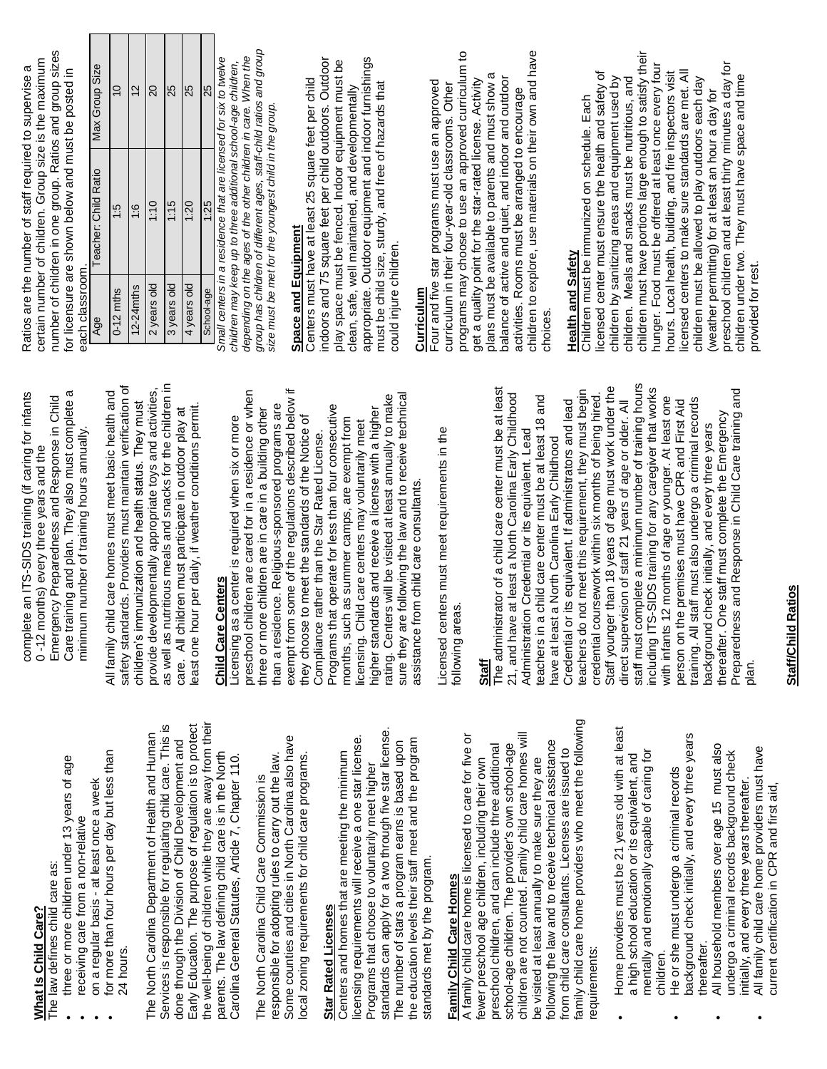## What Is Child Care?

The law defines child care as:

- three or more children under 13 years of age
- receiving care from a non-relative
- on a regular basis - at least once a week
- for more than four hours per day but less than 24 hours.

The North Carolina Department of Health and Human Services is responsible for regulating child care. This is done through the Division of Child Development and Early Education. The purpose of regulation is to protect the well-being of children while they are away from their parents. The law defining child care is in the North Carolina General Statutes, Article 7, Chapter 110.

The North Carolina Child Care Commission is responsible for adopting rules to carry out the law. Some counties and cities in North Carolina also have local zoning requirements for child care programs.

## Star Rated Licenses

Centers and homes that are meeting the minimum licensing requirements will receive a one star license. Programs that choose to voluntarily meet higher standards can apply for a two through five star license. The number of stars a program earns is based upon the education levels their staff meet and the program standards met by the program.

## Family Child Care Homes

A family child care home is licensed to care for five or fewer preschool age children, including their own preschool children, and can include three additional school-age children. The provider's own school-age children are not counted. Family child care homes will be visited at least annually to make sure they are following the law and to receive technical assistance from child care consultants. Licenses are issued to family child care home providers who meet the following requirements:

- Home providers must be 21 years old with at least a high school education or its equivalent, and mentally and emotionally capable of caring for children.
- He or she must undergo a criminal records background check initially, and every three years thereafter.
- All household members over age 15 must also undergo a criminal records background check initially, and every three years thereafter.
- All family child care home providers must have current certification in CPR and first aid, complete an ITS-SIDS training (if caring for infants 0 -12 months) every three years and the Emergency Preparedness and Response in Child Care training and plan. They also must complete a minimum number of training hours annually.

All family child care homes must meet basic health and safety standards. Providers must maintain verification of children's immunization and health status. They must provide developmentally appropriate toys and activities, as well as nutritious meals and snacks for the children in care. All children must participate in outdoor play at least one hour per daily, if weather conditions permit.

## Child Care Centers

Licensing as a center is required when six or more preschool children are cared for in a residence or when three or more children are in care in a building other than a residence. Religious-sponsored programs are exempt from some of the regulations described below if they choose to meet the standards of the Notice of Compliance rather than the Star Rated License.

Programs that operate for less than four consecutive months, such as summer camps, are exempt from licensing. Child care centers may voluntarily meet higher standards and receive a license with a higher rating. Centers will be visited at least annually to make sure they are following the law and to receive technical assistance from child care consultants.

Licensed centers must meet requirements in the following areas:

## Staff

The administrator of a child care center must be at least 21, and have at least a North Carolina Early Childhood Administration Credential or its equivalent. Lead teachers in a child care center must be at least 18 and have at least a North Carolina Early Childhood Credential or its equivalent. If administrators and lead teachers do not meet this requirement, they must begin credential coursework within six months of being hired. Staff younger than 18 years of age must work under the direct supervision of staff 21 years of age or older. All staff must complete a minimum number of training hours including ITS-SIDS training for any caregiver that works with infants 12 months of age or younger. At least one person on the premises must have CPR and First Aid training. All staff must also undergo a criminal records background check initially, and every three years thereafter. One staff must complete the Emergency Preparedness and Response in Child Care training and plan.

## Staff/Child Ratios

Ratios are the number of staff required to supervise a certain number of children. Group size is the maximum number of children in one group. Ratios and group sizes for licensure are shown below and must be posted in each classroom.

| Age | Teacher: Child Ratio | Max Group Size |
|---|---|---|
| 0-12 mths | 1:5 | 10 |
| 12-24mths | 1:6 | 12 |
| 2 years old | 1:10 | 20 |
| 3 years old | 1:15 | 25 |
| 4 years old | 1:20 | 25 |
| School-age | 1:25 | 25 |

*Small centers in a residence that are licensed for six to twelve children may keep up to three additional school-age children, depending on the ages of the other children in care. When the group has children of different ages, staff-child ratios and group size must be met for the youngest child in the group.*

## Space and Equipment

Centers must have at least 25 square feet per child indoors and 75 square feet per child outdoors. Outdoor play space must be fenced. Indoor equipment must be clean, safe, well maintained, and developmentally appropriate. Outdoor equipment and indoor furnishings must be child size, sturdy, and free of hazards that could injure children.

## Curriculum

Four and five star programs must use an approved curriculum in their four-year-old classrooms. Other programs may choose to use an approved curriculum to get a quality point for the star-rated license. Activity plans must be available to parents and must show a balance of active and quiet, and indoor and outdoor activities. Rooms must be arranged to encourage children to explore, use materials on their own and have choices.

## Health and Safety

Children must be immunized on schedule. Each licensed center must ensure the health and safety of children by sanitizing areas and equipment used by children. Meals and snacks must be nutritious, and children must have portions large enough to satisfy their hunger. Food must be offered at least once every four hours. Local health, building, and fire inspectors visit licensed centers to make sure standards are met. All children must be allowed to play outdoors each day (weather permitting) for at least an hour a day for preschool children and at least thirty minutes a day for children under two. They must have space and time provided for rest.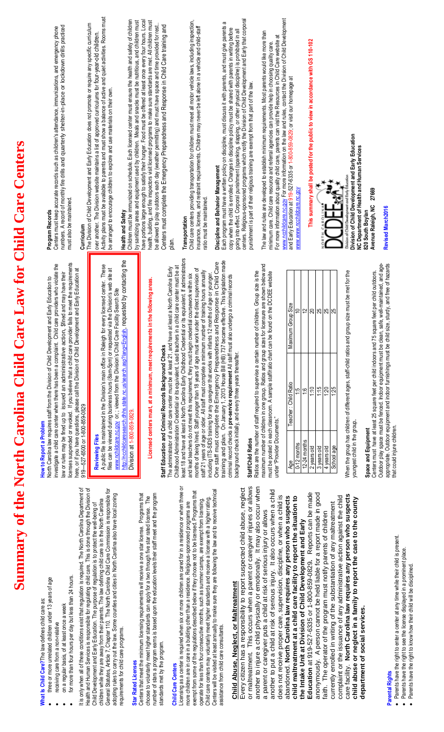# Summary of the North Carolina Child Care Law for Child Care Centers

**What is Child Care?** The law defines child care as:

- three or more unrelated children under 13 years of age
- receiving care from a non-relative
- on a regular basis, of at least once a week
- for more than four hours per day but less than 24 hours.

It is only when all of these conditions exist that regulation is required. The North Carolina Department of Health and Human Services is responsible for regulating child care. This is done through the Division of Child Development and Early Education. The purpose of regulation is to protect the well-being of children while they are away from their parents. The law defining child care is in the North Carolina General Statutes, Article 7, Chapter 110. The North Carolina Child Care Commission is responsible for adopting rules to carry out the law. Some counties and cities in North Carolina also have local zoning requirements for child care programs.

**Star Rated Licenses**

Centers that meet the minimum licensing requirements will receive a one star license. Programs that choose to voluntarily meet higher standards can apply for a two through five star rated license. The number of stars a program earns is based upon the education levels their staff meet and the program standards met by the program.

**Child Care Centers**

Licensing as a center is required when six or more children are cared for in a residence or when three or more children are in care in a building other than a residence. Religious-sponsored programs are exempt from some of the regulations described below if they choose not to be licensed. Programs that operate for less than four consecutive months, such as summer camps, are exempt from licensing. Child care centers may voluntarily meet higher standards and receive a license with a higher rating. Centers will be visited at least annually to make sure they are following the law and to receive technical assistance from child care consultants.

**Child Abuse, Neglect, or Maltreatment**

Every citizen has a responsibility to report suspected child abuse, neglect or maltreatment. This occurs when a parent or caregiver injures or allows another to injure a child physically or emotionally. It may also occur when a parent or caregiver puts a child at risk of serious injury or allows another to put a child at risk of serious injury. It also occurs when a child does not receive proper care, supervision, discipline, or when a child is abandoned. **North Carolina law requires any person who suspects child maltreatment at a child care facility to report the situation to the Intake Unit at Division of Child Development and Early Education** at 919-527-6335 or 1-800-859-0829. Reports can be made anonymously. A person cannot be held liable for a report made in good faith. The operator of the program must notify parents of children currently enrolled in writing of the substantiation of any maltreatment complaint or the issuance of any administrative action against the child care facility. **North Carolina law requires any person who suspects child abuse or neglect in a family to report the case to the county department of social services.**

**Parental Rights**

- Parents have the right to enter a center at any time while their child is present.
- Parents have the right to see the license displayed in a prominent place.
- Parents have the right to know how their child will be disciplined.

**How to Report a Problem**

North Carolina law requires staff from the Division of Child Development and Early Education to investigate a child care center when there has been a complaint. Child care providers who violate the law or rules may be fined up to issued an administrative action, fined and may have their licenses suspended or revoked. If you believe that a child care provider fails to meet the requirements here, or if you have questions, please call the Division of Child Development and Early Education at 919--527-6500 or 1-800-859-0829.

**Reviewing Files**

A public file is maintained in the Division's main office in Raleigh for every licensed center. These files can be viewed during business hours (8am-5pm) or requested via the Division's web site at www.ncchildcare.nc.gov or, viewed from the Division's Child Care Facility Search Site http://ncchildcaresearch.dhhs.state.nc.us/search.asp?lang=English, requested by contacting the Division at 1-800-859-0829.

**Licensed centers must, at a minimum, meet requirements in the following areas.**

**Staff Education and Criminal Records Background Checks**

The administrator of a child care center must be at least 21, and have at least a North Carolina Early Childhood Administration Credential or its equivalent. Lead teachers in a child care center must be at least 18 and have at least a North Carolina Early Childhood Credential or its equivalent. If administrators and lead teachers do not meet this requirement, they must begin credential coursework within six months of being hired. Staff younger than 18 years of age must work under the direct supervision of staff 21 years of age or older. All staff must complete a minimum number of training hours annually including ITS-SIDS training for any caregiver that works with infants 12 months of age or younger. One staff must complete the Emergency Preparedness and Response in Child Care training and plan. On January 1, 2013 House Bill (HB) 737 became effective. This legislation made criminal record checks a **pre-service requirement**. All staff must also undergo a criminal records background check initially, and every three years thereafter.

**Staff/Child Ratios**

Ratios are the number of staff required to supervise a certain number of children. Group size is the maximum number of children in one group. Ratios and group sizes for licensure are shown below and must be posted in each classroom. A sample staff/ratio chart can be found on the DCDEE website under "Provider Documents."

| Age | Teacher : Child Ratio | Maximum Group Size |
|---|---|---|
| 0-12 months | 1:5 | 10 |
| 12-24 months | 1:6 | 12 |
| 2 years old | 1:10 | 20 |
| 3 years old | 1:15 | 25 |
| 4 years old | 1:20 | 25 |
| School age | 1:25 | 25 |

When the group has children of different ages, staff-child ratios and group size must be met for the youngest child in the group.

**Space and Equipment**

Centers must have at least 25 square feet per child indoors and 75 square feet per child outdoors. Outdoor play space must be fenced. Indoor equipment must be clean, safe, well-maintained, and age-appropriate. Outdoor equipment and indoor furnishings must be child size, sturdy, and free of hazards that could injure children.

**Program Records**

Centers must keep accurate records such as children's attendance, immunizations, and emergency phone numbers. A record of monthly fire drills and quarterly shelter-in-place or lockdown drills practiced must also be maintained.

**Curriculum**

The Division of Child Development and Early Education does not promote or require any specific curriculum over another. The Division website maintains a list of approved curriculums for four-year-old children. Activity plans must be available to parents and must show a balance of active and quiet activities. Rooms must be arranged to encourage children to explore and use materials on their own.

**Health and Safety**

Children must be immunized on schedule. Each licensed center must ensure the health and safety of children by sanitizing areas and equipment used by children. Meals and snacks must be nutritious, and children must have portions large enough to satisfy their hunger. Food must be offered at least once every four hours. Local health, building, and fire inspectors visit licensed programs to make sure standards are met. All children must be allowed to play outdoors each day (weather permitting) and must have space and time provided for rest. Centers must complete the Emergency Preparedness and Response in Child Care training and plan.

**Transportation**

Child care centers providing transportation for children must meet all motor vehicle laws, including inspection, insurance, license, and restraint requirements. Children may never be left alone in a vehicle and child-staff ratio must be maintained.

**Discipline and Behavior Management**

Each program must have a written policy on discipline, must discuss it with parents, and must give parents a copy when the child is enrolled. Changes in discipline policy must be shared with parents in writing before going into effect. Corporal punishment (spanking, slapping, or other physical discipline) is prohibited in all centers. Religious-sponsored programs which notify the Division of Child Development and Early that corporal punishment is part of their religious training are exempt from that part of the law.

The law and rules are developed to establish minimum requirements. Most parents would like more than minimum care. Child care resource and referral agencies can provide help in choosing quality care. For more information about quality child care, parents can visit the Resources in Child Care website at www.ncchildcare.nc.gov For more information on the law and rules, contact the Division of Child Development and Early Education at 919-527-6335 or 1-800-859-0829; or visit our homepage at www.www.ncchildcare.nc.gov

**This summary shall be posted for the public to view in accordance with GS 110-102**

**Division of Child Development and Early Education**
**NC Department of Health and Human Services**
**820 South Boylan Avenue Raleigh, NC 27669**

**Revised March 2016**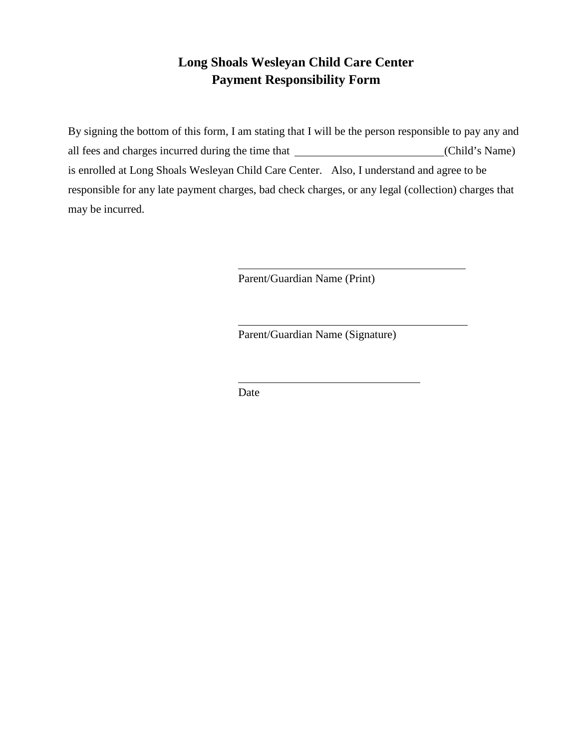# Long Shoals Wesleyan Child Care Center
# Payment Responsibility Form

By signing the bottom of this form, I am stating that I will be the person responsible to pay any and all fees and charges incurred during the time that ___________________________(Child's Name) is enrolled at Long Shoals Wesleyan Child Care Center. Also, I understand and agree to be responsible for any late payment charges, bad check charges, or any legal (collection) charges that may be incurred.

_____________________________________________
Parent/Guardian Name (Print)

_____________________________________________
Parent/Guardian Name (Signature)

____________________________________
Date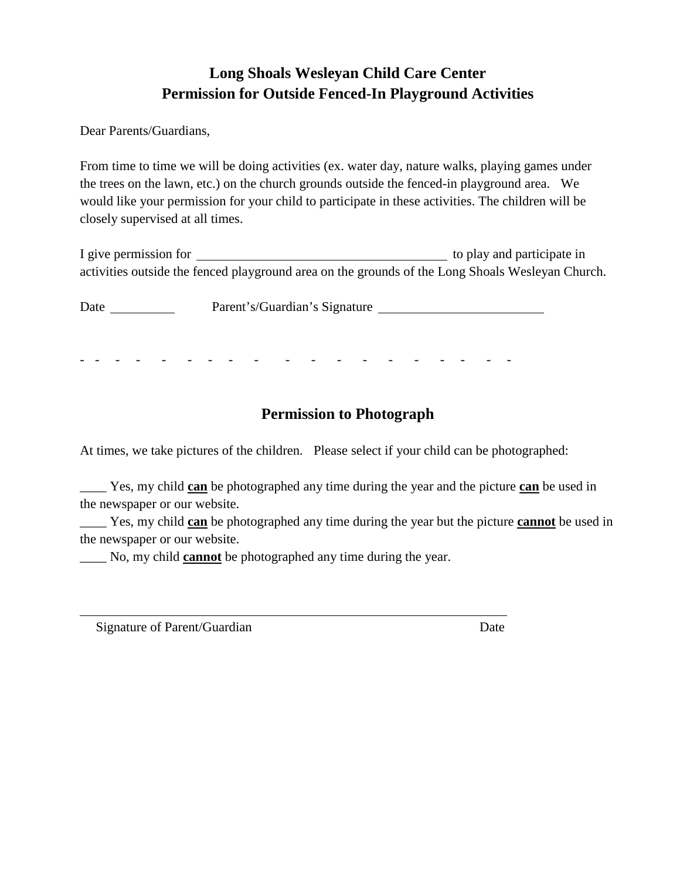# Long Shoals Wesleyan Child Care Center
# Permission for Outside Fenced-In Playground Activities

Dear Parents/Guardians,

From time to time we will be doing activities (ex. water day, nature walks, playing games under the trees on the lawn, etc.) on the church grounds outside the fenced-in playground area. We would like your permission for your child to participate in these activities. The children will be closely supervised at all times.

I give permission for ______________________________________ to play and participate in activities outside the fenced playground area on the grounds of the Long Shoals Wesleyan Church.

Date __________ Parent's/Guardian's Signature _________________________

\- - - - - - - - - - - - - - - - - - - - -

## Permission to Photograph

At times, we take pictures of the children. Please select if your child can be photographed:

____ Yes, my child **can** be photographed any time during the year and the picture **can** be used in the newspaper or our website.
____ Yes, my child **can** be photographed any time during the year but the picture **cannot** be used in the newspaper or our website.
____ No, my child **cannot** be photographed any time during the year.

_____________________________________________________________

Signature of Parent/Guardian Date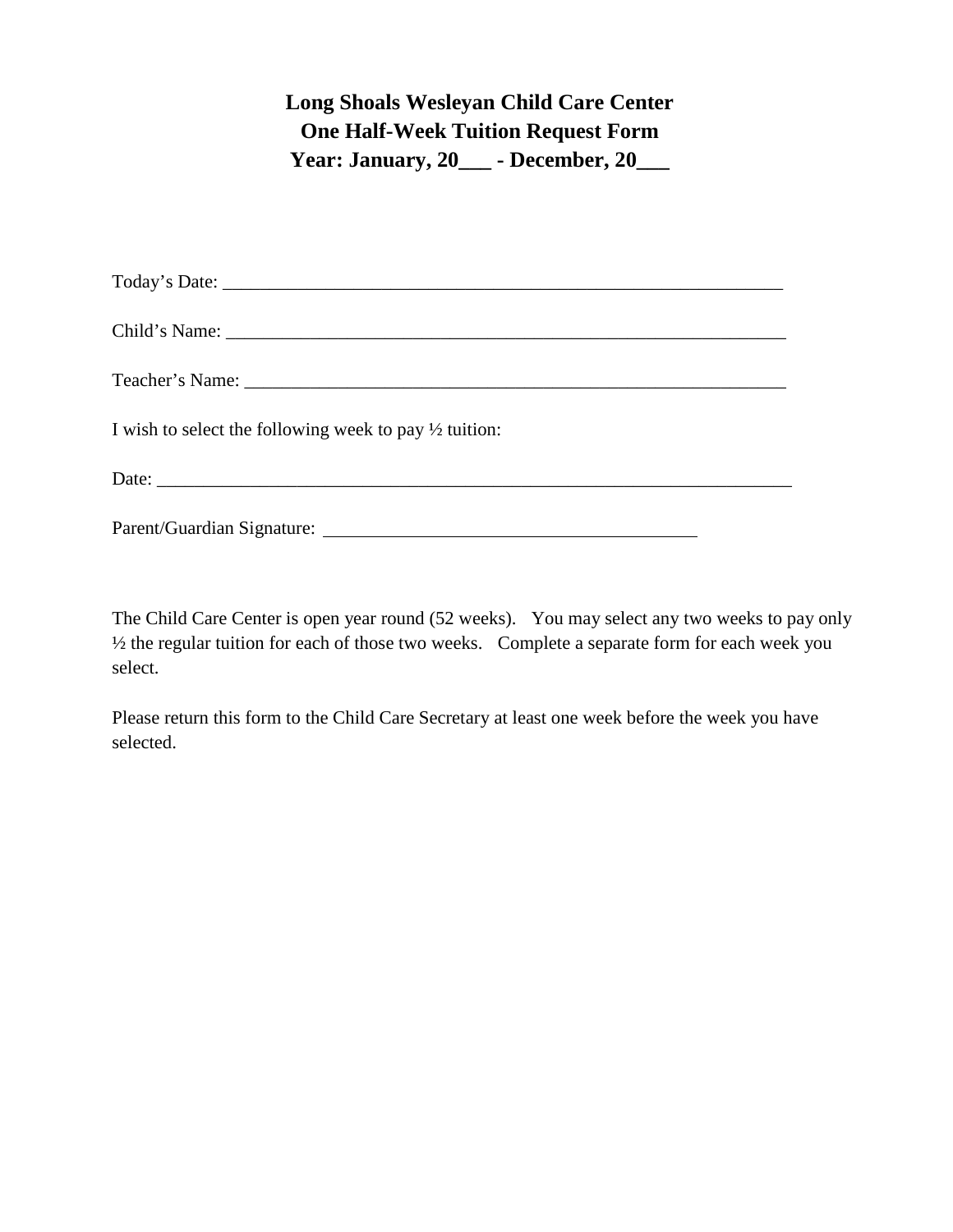# Long Shoals Wesleyan Child Care Center
## One Half-Week Tuition Request Form
## Year: January, 20___ - December, 20___

Today's Date: ___________________________________________________________

Child's Name: ___________________________________________________________

Teacher's Name: _________________________________________________________

I wish to select the following week to pay ½ tuition:

Date: _________________________________________________________________

Parent/Guardian Signature: ________________________________________

The Child Care Center is open year round (52 weeks). You may select any two weeks to pay only ½ the regular tuition for each of those two weeks. Complete a separate form for each week you select.

Please return this form to the Child Care Secretary at least one week before the week you have selected.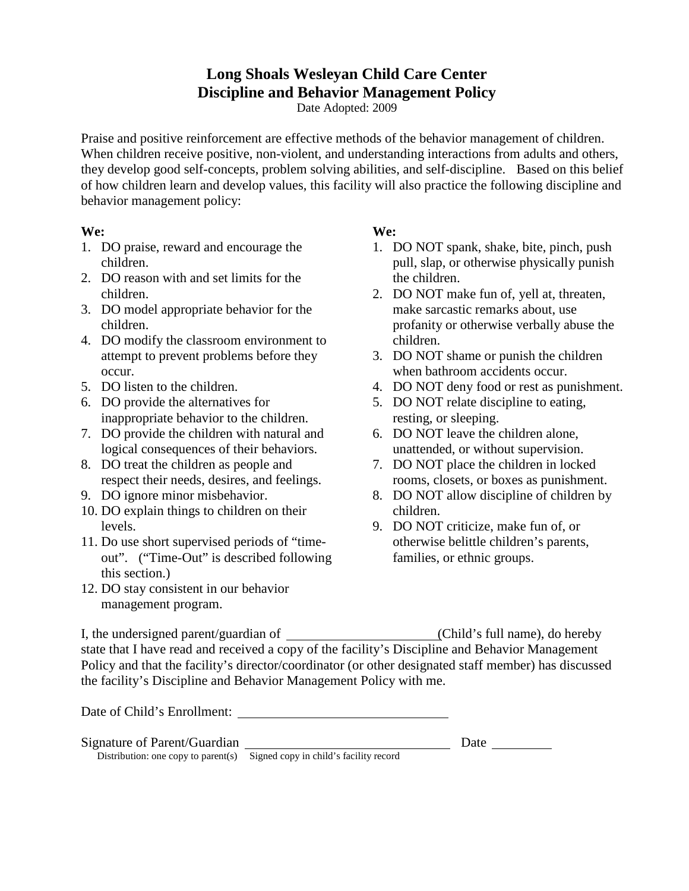# Long Shoals Wesleyan Child Care Center
# Discipline and Behavior Management Policy

Date Adopted: 2009

Praise and positive reinforcement are effective methods of the behavior management of children. When children receive positive, non-violent, and understanding interactions from adults and others, they develop good self-concepts, problem solving abilities, and self-discipline. Based on this belief of how children learn and develop values, this facility will also practice the following discipline and behavior management policy:

**We:**

1. DO praise, reward and encourage the children.
2. DO reason with and set limits for the children.
3. DO model appropriate behavior for the children.
4. DO modify the classroom environment to attempt to prevent problems before they occur.
5. DO listen to the children.
6. DO provide the alternatives for inappropriate behavior to the children.
7. DO provide the children with natural and logical consequences of their behaviors.
8. DO treat the children as people and respect their needs, desires, and feelings.
9. DO ignore minor misbehavior.
10. DO explain things to children on their levels.
11. Do use short supervised periods of "time-out". ("Time-Out" is described following this section.)
12. DO stay consistent in our behavior management program.

**We:**

1. DO NOT spank, shake, bite, pinch, push pull, slap, or otherwise physically punish the children.
2. DO NOT make fun of, yell at, threaten, make sarcastic remarks about, use profanity or otherwise verbally abuse the children.
3. DO NOT shame or punish the children when bathroom accidents occur.
4. DO NOT deny food or rest as punishment.
5. DO NOT relate discipline to eating, resting, or sleeping.
6. DO NOT leave the children alone, unattended, or without supervision.
7. DO NOT place the children in locked rooms, closets, or boxes as punishment.
8. DO NOT allow discipline of children by children.
9. DO NOT criticize, make fun of, or otherwise belittle children's parents, families, or ethnic groups.

I, the undersigned parent/guardian of ______________________(Child's full name), do hereby state that I have read and received a copy of the facility's Discipline and Behavior Management Policy and that the facility's director/coordinator (or other designated staff member) has discussed the facility's Discipline and Behavior Management Policy with me.

Date of Child's Enrollment: ______________________________

Signature of Parent/Guardian ______________________________ Date __________

Distribution: one copy to parent(s) Signed copy in child's facility record